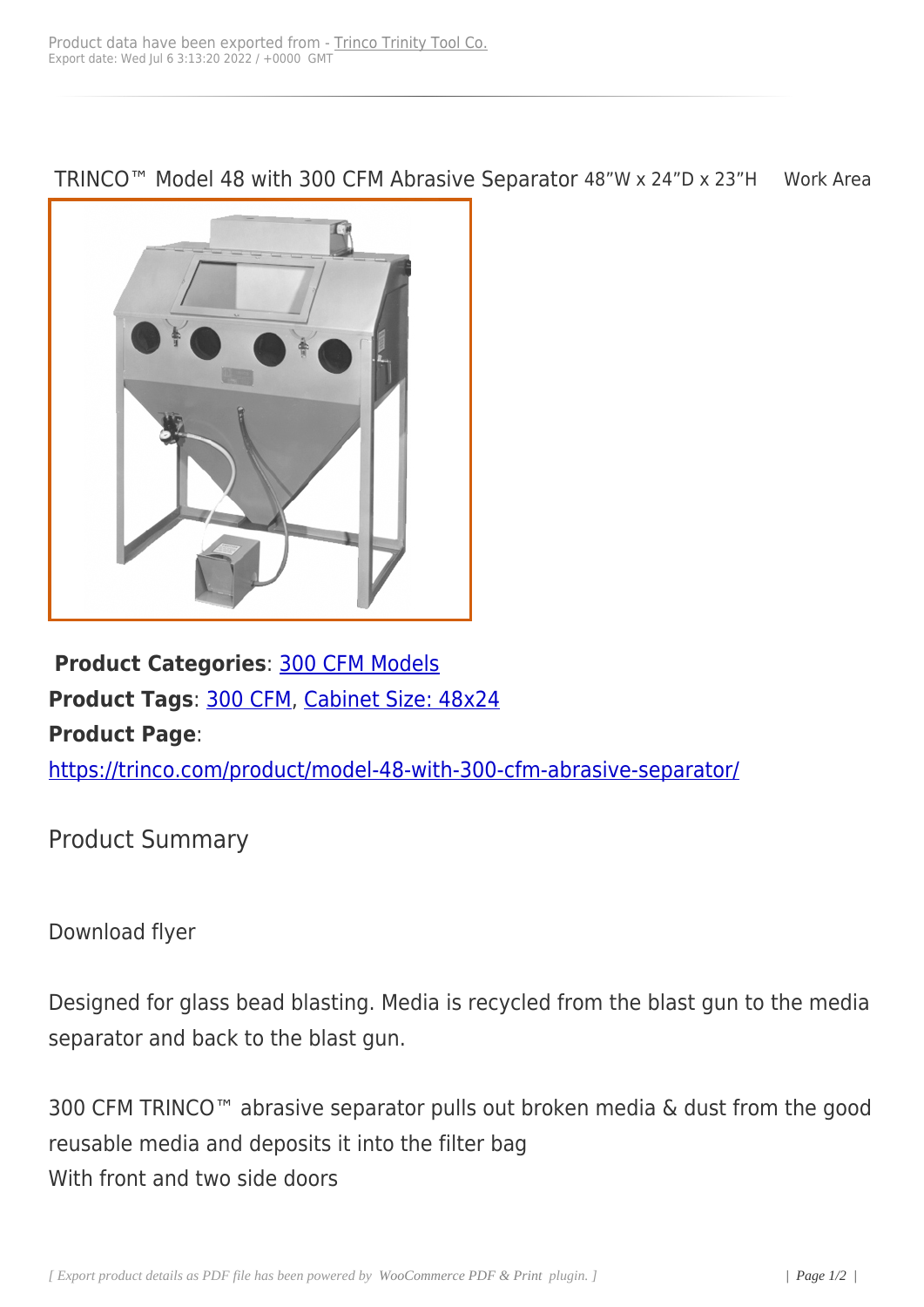Product data have been exported from - Trinco Trinity Tool Co.
Export date: Wed Jul 6 3:13:20 2022 / +0000 GMT

# TRINCO™ Model 48 with 300 CFM Abrasive Separator 48"W x 24"D x 23"H Work Area

**Product Categories**: 300 CFM Models
**Product Tags**: 300 CFM, Cabinet Size: 48x24
**Product Page**:
https://trinco.com/product/model-48-with-300-cfm-abrasive-separator/

## Product Summary

Download flyer

Designed for glass bead blasting. Media is recycled from the blast gun to the media separator and back to the blast gun.

300 CFM TRINCO™ abrasive separator pulls out broken media & dust from the good reusable media and deposits it into the filter bag
With front and two side doors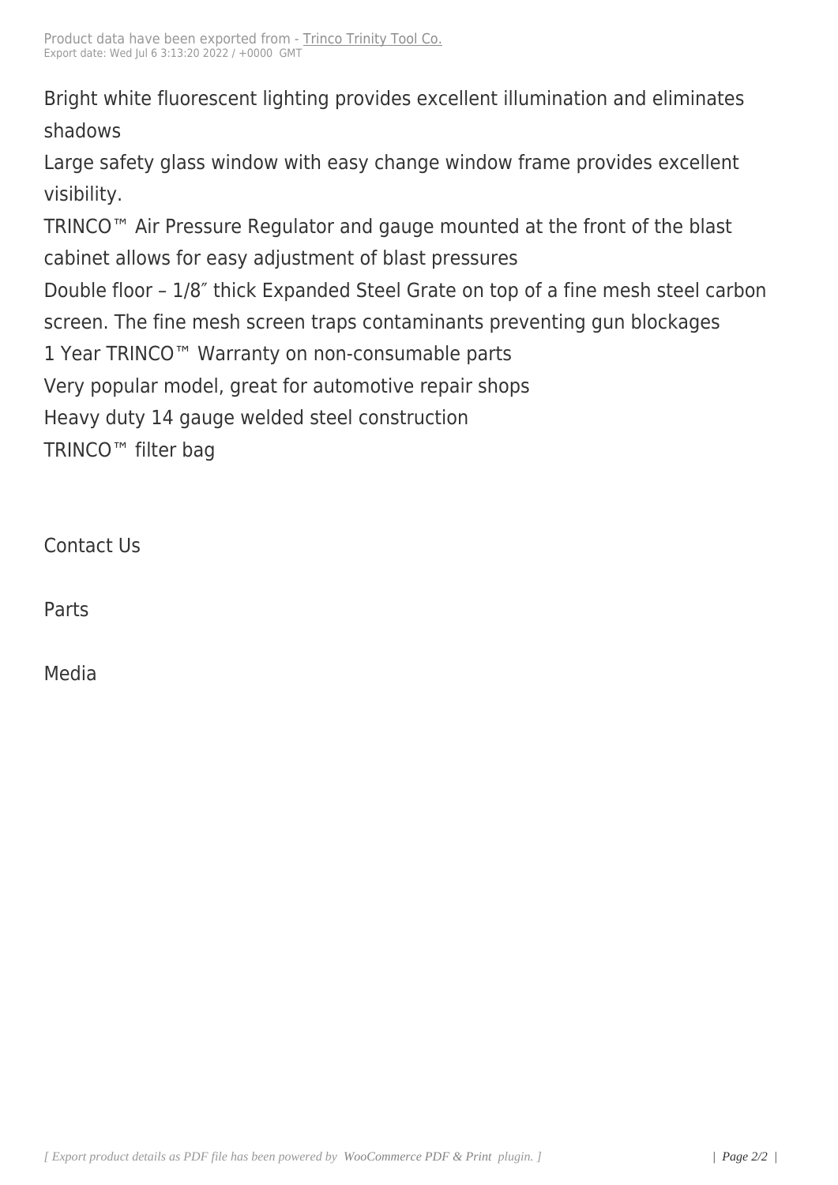Bright white fluorescent lighting provides excellent illumination and eliminates shadows

Large safety glass window with easy change window frame provides excellent visibility.

TRINCO™ Air Pressure Regulator and gauge mounted at the front of the blast cabinet allows for easy adjustment of blast pressures

Double floor – 1/8″ thick Expanded Steel Grate on top of a fine mesh steel carbon screen. The fine mesh screen traps contaminants preventing gun blockages

1 Year TRINCO™ Warranty on non-consumable parts

Very popular model, great for automotive repair shops

Heavy duty 14 gauge welded steel construction

TRINCO™ filter bag

Contact Us

Parts

Media